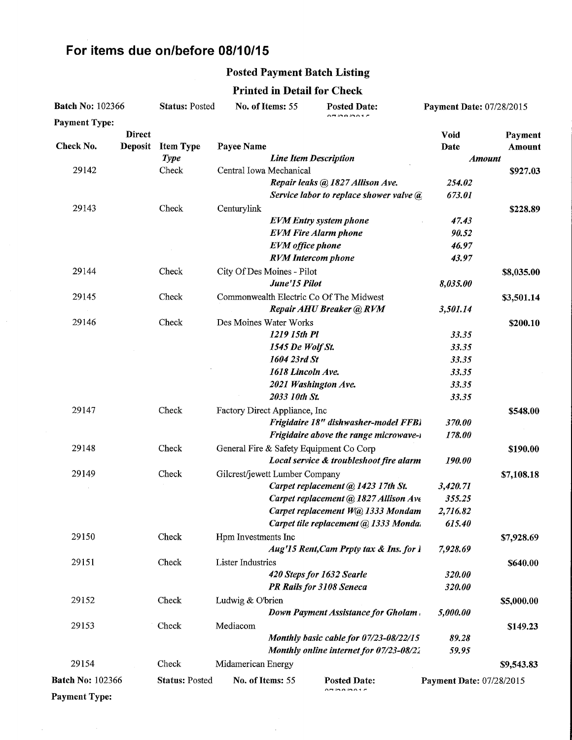## For items due on/before 08/10/15

### Posted Payment Batch Listing

### Printed in Detail for Check

**Batch No:** 102366 **Status:** Posted **No. of Items:** 55 **Posted Date:** 07/28/2015 **Payment Date:** 07/28/2015

**Payment Type:**

| Check No. | Direct Deposit | Item Type | Payee Name | Void Date | Payment Amount |
|---|---|---|---|---|---|
| | | *Type* | ***Line Item Description*** | ***Amount*** | |
| 29142 | | Check | Central Iowa Mechanical | | **$927.03** |
| | | | ***Repair leaks @ 1827 Allison Ave.*** | ***254.02*** | |
| | | | ***Service labor to replace shower valve @*** | ***673.01*** | |
| 29143 | | Check | Centurylink | | **$228.89** |
| | | | ***EVM Entry system phone*** | ***47.43*** | |
| | | | ***EVM Fire Alarm phone*** | ***90.52*** | |
| | | | ***EVM office phone*** | ***46.97*** | |
| | | | ***RVM Intercom phone*** | ***43.97*** | |
| 29144 | | Check | City Of Des Moines - Pilot | | **$8,035.00** |
| | | | ***June'15 Pilot*** | ***8,035.00*** | |
| 29145 | | Check | Commonwealth Electric Co Of The Midwest | | **$3,501.14** |
| | | | ***Repair AHU Breaker @ RVM*** | ***3,501.14*** | |
| 29146 | | Check | Des Moines Water Works | | **$200.10** |
| | | | ***1219 15th Pl*** | ***33.35*** | |
| | | | ***1545 De Wolf St.*** | ***33.35*** | |
| | | | ***1604 23rd St*** | ***33.35*** | |
| | | | ***1618 Lincoln Ave.*** | ***33.35*** | |
| | | | ***2021 Washington Ave.*** | ***33.35*** | |
| | | | ***2033 10th St.*** | ***33.35*** | |
| 29147 | | Check | Factory Direct Appliance, Inc | | **$548.00** |
| | | | ***Frigidaire 18" dishwasher-model FFB*** | ***370.00*** | |
| | | | ***Frigidaire above the range microwave-*** | ***178.00*** | |
| 29148 | | Check | General Fire & Safety Equipment Co Corp | | **$190.00** |
| | | | ***Local service & troubleshoot fire alarm*** | ***190.00*** | |
| 29149 | | Check | Gilcrest/jewett Lumber Company | | **$7,108.18** |
| | | | ***Carpet replacement @ 1423 17th St.*** | ***3,420.71*** | |
| | | | ***Carpet replacement @ 1827 Allison Ave*** | ***355.25*** | |
| | | | ***Carpet replacement W@ 1333 Mondam*** | ***2,716.82*** | |
| | | | ***Carpet tile replacement @ 1333 Monda*** | ***615.40*** | |
| 29150 | | Check | Hpm Investments Inc | | **$7,928.69** |
| | | | ***Aug'15 Rent,Cam Prpty tax & Ins. for 1*** | ***7,928.69*** | |
| 29151 | | Check | Lister Industries | | **$640.00** |
| | | | ***420 Steps for 1632 Searle*** | ***320.00*** | |
| | | | ***PR Rails for 3108 Seneca*** | ***320.00*** | |
| 29152 | | Check | Ludwig & O'brien | | **$5,000.00** |
| | | | ***Down Payment Assistance for Gholam*** | ***5,000.00*** | |
| 29153 | | Check | Mediacom | | **$149.23** |
| | | | ***Monthly basic cable for 07/23-08/22/15*** | ***89.28*** | |
| | | | ***Monthly online internet for 07/23-08/2*** | ***59.95*** | |
| 29154 | | Check | Midamerican Energy | | **$9,543.83** |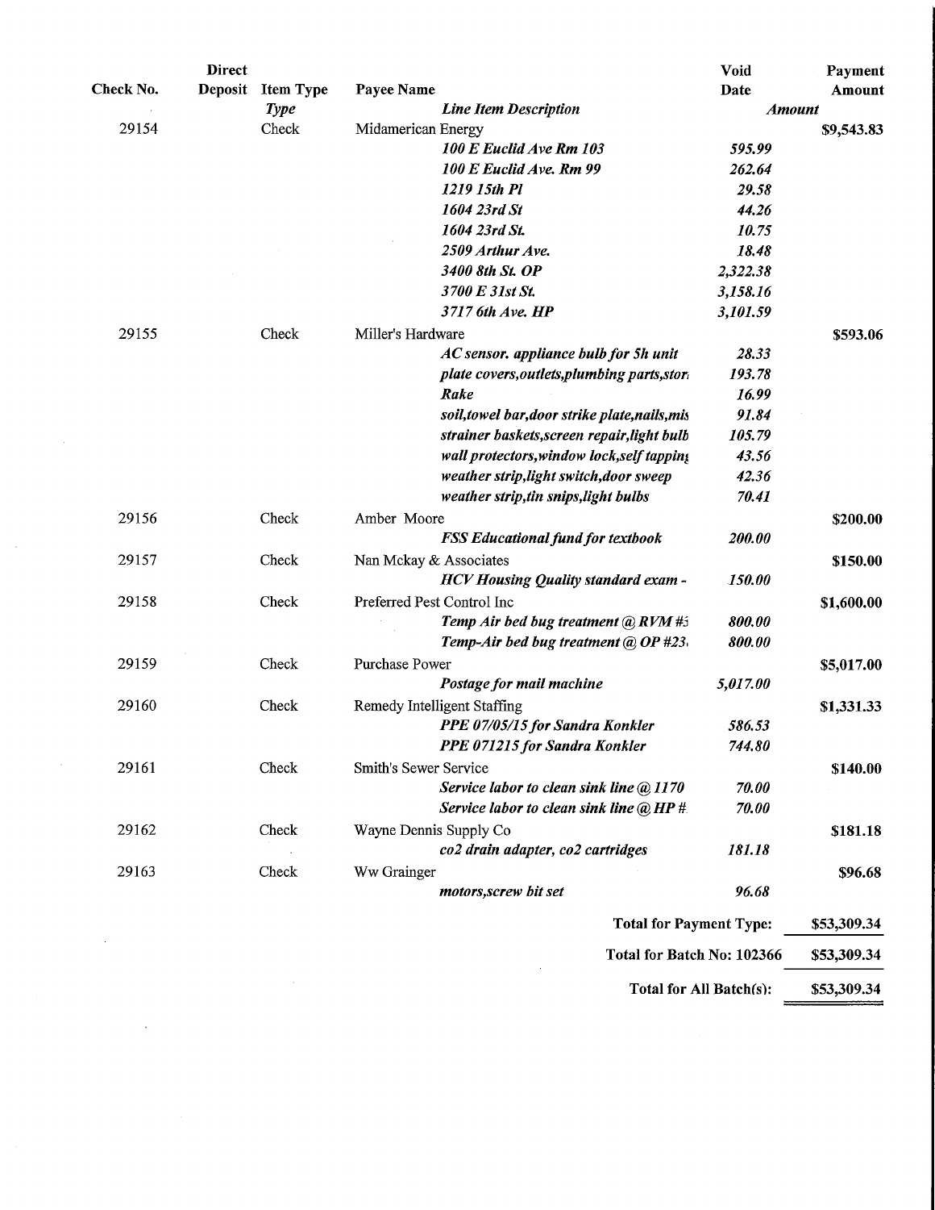| Check No. | Direct Deposit | Item Type | Payee Name | Void Date | Payment Amount |
|---|---|---|---|---|---|
| | | *Type* | ***Line Item Description*** | ***Amount*** | |
| 29154 | | Check | Midamerican Energy | | $9,543.83 |
| | | | ***100 E Euclid Ave Rm 103*** | ***595.99*** | |
| | | | ***100 E Euclid Ave. Rm 99*** | ***262.64*** | |
| | | | ***1219 15th Pl*** | ***29.58*** | |
| | | | ***1604 23rd St*** | ***44.26*** | |
| | | | ***1604 23rd St.*** | ***10.75*** | |
| | | | ***2509 Arthur Ave.*** | ***18.48*** | |
| | | | ***3400 8th St. OP*** | ***2,322.38*** | |
| | | | ***3700 E 31st St.*** | ***3,158.16*** | |
| | | | ***3717 6th Ave. HP*** | ***3,101.59*** | |
| 29155 | | Check | Miller's Hardware | | $593.06 |
| | | | ***AC sensor. appliance bulb for 5h unit*** | ***28.33*** | |
| | | | ***plate covers,outlets,plumbing parts,stor*** | ***193.78*** | |
| | | | ***Rake*** | ***16.99*** | |
| | | | ***soil,towel bar,door strike plate,nails,mis*** | ***91.84*** | |
| | | | ***strainer baskets,screen repair,light bulb*** | ***105.79*** | |
| | | | ***wall protectors,window lock,self tapping*** | ***43.56*** | |
| | | | ***weather strip,light switch,door sweep*** | ***42.36*** | |
| | | | ***weather strip,tin snips,light bulbs*** | ***70.41*** | |
| 29156 | | Check | Amber Moore | | $200.00 |
| | | | ***FSS Educational fund for textbook*** | ***200.00*** | |
| 29157 | | Check | Nan Mckay & Associates | | $150.00 |
| | | | ***HCV Housing Quality standard exam -*** | ***150.00*** | |
| 29158 | | Check | Preferred Pest Control Inc | | $1,600.00 |
| | | | ***Temp Air bed bug treatment @ RVM #3*** | ***800.00*** | |
| | | | ***Temp-Air bed bug treatment @ OP #23*** | ***800.00*** | |
| 29159 | | Check | Purchase Power | | $5,017.00 |
| | | | ***Postage for mail machine*** | ***5,017.00*** | |
| 29160 | | Check | Remedy Intelligent Staffing | | $1,331.33 |
| | | | ***PPE 07/05/15 for Sandra Konkler*** | ***586.53*** | |
| | | | ***PPE 071215 for Sandra Konkler*** | ***744.80*** | |
| 29161 | | Check | Smith's Sewer Service | | $140.00 |
| | | | ***Service labor to clean sink line @ 1170*** | ***70.00*** | |
| | | | ***Service labor to clean sink line @ HP #*** | ***70.00*** | |
| 29162 | | Check | Wayne Dennis Supply Co | | $181.18 |
| | | | ***co2 drain adapter, co2 cartridges*** | ***181.18*** | |
| 29163 | | Check | Ww Grainger | | $96.68 |
| | | | ***motors,screw bit set*** | ***96.68*** | |

| | |
|---|---|
| **Total for Payment Type:** | **$53,309.34** |
| **Total for Batch No: 102366** | **$53,309.34** |
| **Total for All Batch(s):** | **$53,309.34** |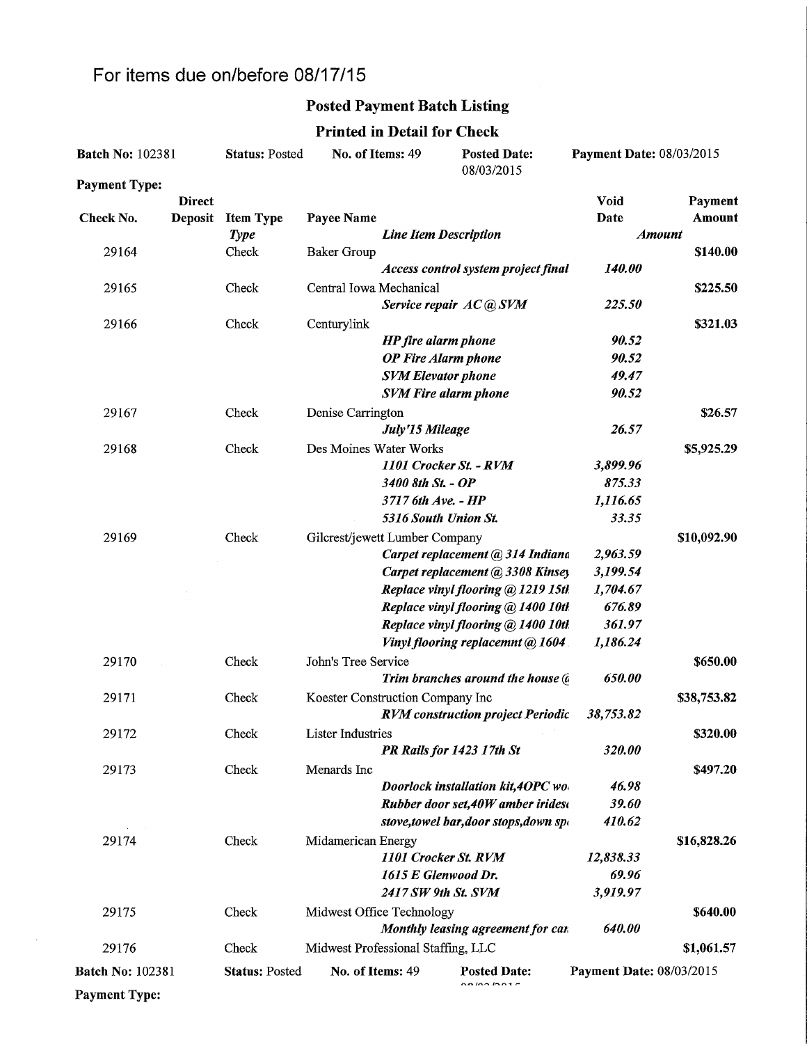# For items due on/before 08/17/15

## Posted Payment Batch Listing

### Printed in Detail for Check

**Batch No:** 102381 **Status:** Posted **No. of Items:** 49 **Posted Date:** 08/03/2015 **Payment Date:** 08/03/2015

**Payment Type:**

| Check No. | Direct Deposit | Item Type | Payee Name / *Line Item Description* | Void Date / *Amount* | Payment Amount |
|---|---|---|---|---|---|
| 29164 | | Check | Baker Group | | $140.00 |
| | | | *Access control system project final* | *140.00* | |
| 29165 | | Check | Central Iowa Mechanical | | $225.50 |
| | | | *Service repair AC @ SVM* | *225.50* | |
| 29166 | | Check | Centurylink | | $321.03 |
| | | | *HP fire alarm phone* | *90.52* | |
| | | | *OP Fire Alarm phone* | *90.52* | |
| | | | *SVM Elevator phone* | *49.47* | |
| | | | *SVM Fire alarm phone* | *90.52* | |
| 29167 | | Check | Denise Carrington | | $26.57 |
| | | | *July'15 Mileage* | *26.57* | |
| 29168 | | Check | Des Moines Water Works | | $5,925.29 |
| | | | *1101 Crocker St. - RVM* | *3,899.96* | |
| | | | *3400 8th St. - OP* | *875.33* | |
| | | | *3717 6th Ave. - HP* | *1,116.65* | |
| | | | *5316 South Union St.* | *33.35* | |
| 29169 | | Check | Gilcrest/jewett Lumber Company | | $10,092.90 |
| | | | *Carpet replacement @ 314 Indiana* | *2,963.59* | |
| | | | *Carpet replacement @ 3308 Kinsey* | *3,199.54* | |
| | | | *Replace vinyl flooring @ 1219 15th* | *1,704.67* | |
| | | | *Replace vinyl flooring @ 1400 10th* | *676.89* | |
| | | | *Replace vinyl flooring @ 1400 10th* | *361.97* | |
| | | | *Vinyl flooring replacemnt @ 1604* | *1,186.24* | |
| 29170 | | Check | John's Tree Service | | $650.00 |
| | | | *Trim branches around the house @* | *650.00* | |
| 29171 | | Check | Koester Construction Company Inc | | $38,753.82 |
| | | | *RVM construction project Periodic* | *38,753.82* | |
| 29172 | | Check | Lister Industries | | $320.00 |
| | | | *PR Rails for 1423 17th St* | *320.00* | |
| 29173 | | Check | Menards Inc | | $497.20 |
| | | | *Doorlock installation kit,4OPC wo* | *46.98* | |
| | | | *Rubber door set,40W amber irides* | *39.60* | |
| | | | *stove,towel bar,door stops,down sp* | *410.62* | |
| 29174 | | Check | Midamerican Energy | | $16,828.26 |
| | | | *1101 Crocker St. RVM* | *12,838.33* | |
| | | | *1615 E Glenwood Dr.* | *69.96* | |
| | | | *2417 SW 9th St. SVM* | *3,919.97* | |
| 29175 | | Check | Midwest Office Technology | | $640.00 |
| | | | *Monthly leasing agreement for car* | *640.00* | |
| 29176 | | Check | Midwest Professional Staffing, LLC | | $1,061.57 |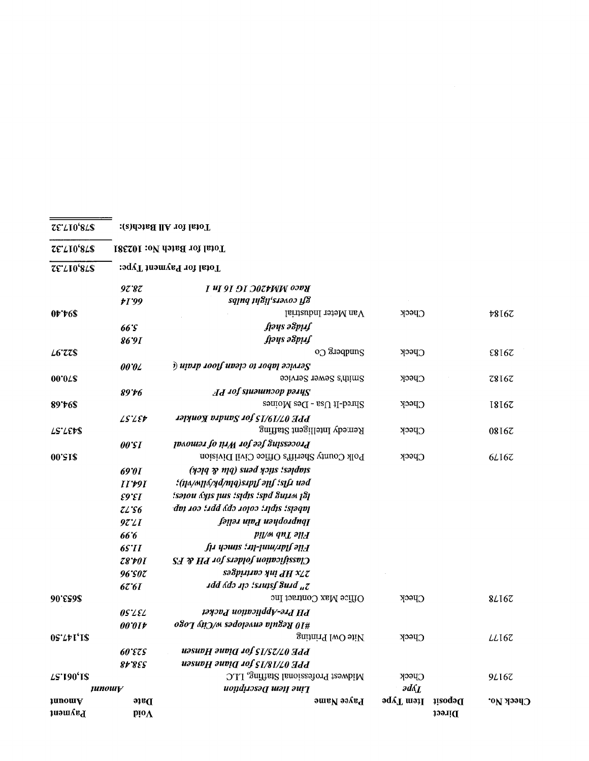| Check No. | Direct Deposit | Item Type | Payee Name | Void Date | Payment Amount |
|---|---|---|---|---|---|
| | | *Type* | *Line Item Description* | | *Amount* |
| 29176 | | Check | Midwest Professional Staffing, LLC | | $1,061.57 |
| | | | *PPE 07/18/15 for Diane Hansen* | *538.48* | |
| | | | *PPE 07/25/15 for Diane Hansen* | *523.09* | |
| 29177 | | Check | Nite Owl Printing | | $1,147.50 |
| | | | *#10 Regula envelopes w/City Logo* | *410.00* | |
| | | | *PH Pre-Application Packet* | *737.50* | |
| 29178 | | Check | Office Max Contract Inc | | $653.06 |
| | | | *2" prng fstnrs; clr cpy ppr* | *19.29* | |
| | | | *27x HP ink cartridges* | *205.96* | |
| | | | *Classification folders for PH & FS* | *104.82* | |
| | | | *File fldr/mnl-ltr; stmch rlf* | *11.59* | |
| | | | *File Tub w/lid* | *9.99* | |
| | | | *Ibuprophen Pain relief* | *17.26* | |
| | | | *labels; stplr; color cpy ppr; cor tap* | *95.72* | |
| | | | *lgl wrtng pds; stpls; sml stky notes;* | *13.63* | |
| | | | *pen rfls; file fldrs(blu/pk/yllw/vlt);* | *164.11* | |
| | | | *staples; stick pens (blu & blck)* | *10.69* | |
| 29179 | | Check | Polk County Sheriff's Office Civil Division | | $15.00 |
| | | | *Processing fee for Writ of removal* | *15.00* | |
| 29180 | | Check | Remedy Intelligent Staffing | | $437.57 |
| | | | *PPE 07/19/15 for Sandra Konkler* | *437.57* | |
| 29181 | | Check | Shred-It Usa - Des Moines | | $94.68 |
| | | | *Shred documents for PF* | *94.68* | |
| 29182 | | Check | Smith's Sewer Service | | $70.00 |
| | | | *Service labor to clean floor drain (* | *70.00* | |
| 29183 | | Check | Sundberg Co | | $22.97 |
| | | | *fridge shelf* | *16.98* | |
| | | | *fridge shelf* | *5.99* | |
| 29184 | | Check | Van Meter Industrial | | $94.40 |
| | | | *gfi covers,light bulbs* | *66.14* | |
| | | | *Raco MM420C IG 16 In 1* | *28.26* | |

Total for Payment Type: $78,017.32

Total for Batch No: 102381 $78,017.32

Total for All Batch(s): $78,017.32